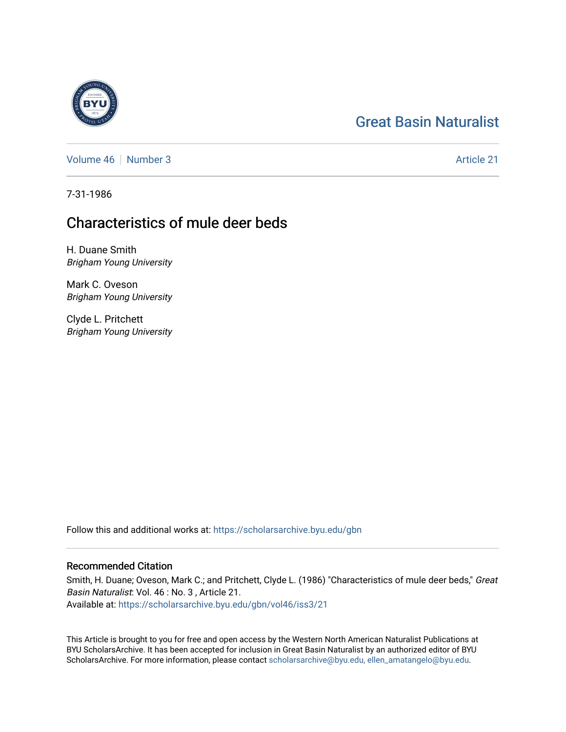Great Basin Naturalist

Volume 46 | Number 3 | Article 21

7-31-1986

# Characteristics of mule deer beds

H. Duane Smith
*Brigham Young University*

Mark C. Oveson
*Brigham Young University*

Clyde L. Pritchett
*Brigham Young University*

Follow this and additional works at: https://scholarsarchive.byu.edu/gbn

## Recommended Citation

Smith, H. Duane; Oveson, Mark C.; and Pritchett, Clyde L. (1986) "Characteristics of mule deer beds," *Great Basin Naturalist*: Vol. 46 : No. 3 , Article 21.
Available at: https://scholarsarchive.byu.edu/gbn/vol46/iss3/21

This Article is brought to you for free and open access by the Western North American Naturalist Publications at BYU ScholarsArchive. It has been accepted for inclusion in Great Basin Naturalist by an authorized editor of BYU ScholarsArchive. For more information, please contact scholarsarchive@byu.edu, ellen_amatangelo@byu.edu.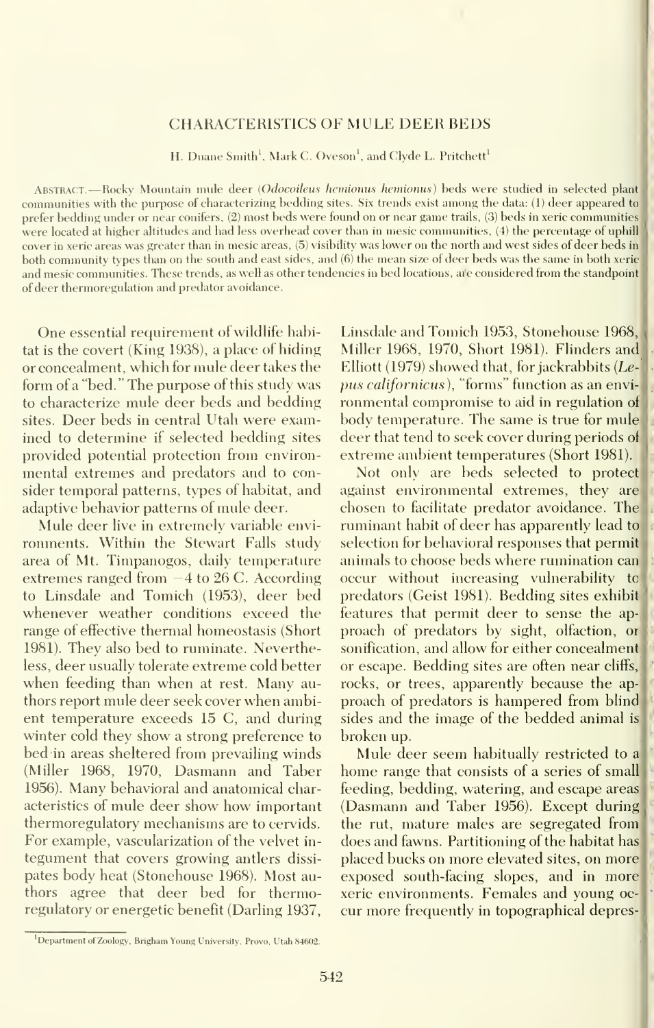# CHARACTERISTICS OF MULE DEER BEDS

H. Duane Smith[1], Mark C. Oveson[1], and Clyde L. Pritchett[1]

Abstract.—Rocky Mountain mule deer (*Odocoileus hemionus hemionus*) beds were studied in selected plant communities with the purpose of characterizing bedding sites. Six trends exist among the data: (1) deer appeared to prefer bedding under or near conifers, (2) most beds were found on or near game trails, (3) beds in xeric communities were located at higher altitudes and had less overhead cover than in mesic communities, (4) the percentage of uphill cover in xeric areas was greater than in mesic areas, (5) visibility was lower on the north and west sides of deer beds in both community types than on the south and east sides, and (6) the mean size of deer beds was the same in both xeric and mesic communities. These trends, as well as other tendencies in bed locations, are considered from the standpoint of deer thermoregulation and predator avoidance.

One essential requirement of wildlife habitat is the covert (King 1938), a place of hiding or concealment, which for mule deer takes the form of a "bed." The purpose of this study was to characterize mule deer beds and bedding sites. Deer beds in central Utah were examined to determine if selected bedding sites provided potential protection from environmental extremes and predators and to consider temporal patterns, types of habitat, and adaptive behavior patterns of mule deer.

Mule deer live in extremely variable environments. Within the Stewart Falls study area of Mt. Timpanogos, daily temperature extremes ranged from −4 to 26 C. According to Linsdale and Tomich (1953), deer bed whenever weather conditions exceed the range of effective thermal homeostasis (Short 1981). They also bed to ruminate. Nevertheless, deer usually tolerate extreme cold better when feeding than when at rest. Many authors report mule deer seek cover when ambient temperature exceeds 15 C, and during winter cold they show a strong preference to bed in areas sheltered from prevailing winds (Miller 1968, 1970, Dasmann and Taber 1956). Many behavioral and anatomical characteristics of mule deer show how important thermoregulatory mechanisms are to cervids. For example, vascularization of the velvet integument that covers growing antlers dissipates body heat (Stonehouse 1968). Most authors agree that deer bed for thermoregulatory or energetic benefit (Darling 1937, Linsdale and Tomich 1953, Stonehouse 1968, Miller 1968, 1970, Short 1981). Flinders and Elliott (1979) showed that, for jackrabbits (*Lepus californicus*), "forms" function as an environmental compromise to aid in regulation of body temperature. The same is true for mule deer that tend to seek cover during periods of extreme ambient temperatures (Short 1981).

Not only are beds selected to protect against environmental extremes, they are chosen to facilitate predator avoidance. The ruminant habit of deer has apparently lead to selection for behavioral responses that permit animals to choose beds where rumination can occur without increasing vulnerability to predators (Geist 1981). Bedding sites exhibit features that permit deer to sense the approach of predators by sight, olfaction, or sonification, and allow for either concealment or escape. Bedding sites are often near cliffs, rocks, or trees, apparently because the approach of predators is hampered from blind sides and the image of the bedded animal is broken up.

Mule deer seem habitually restricted to a home range that consists of a series of small feeding, bedding, watering, and escape areas (Dasmann and Taber 1956). Except during the rut, mature males are segregated from does and fawns. Partitioning of the habitat has placed bucks on more elevated sites, on more exposed south-facing slopes, and in more xeric environments. Females and young occur more frequently in topographical depres-

[1]Department of Zoology, Brigham Young University, Provo, Utah 84602.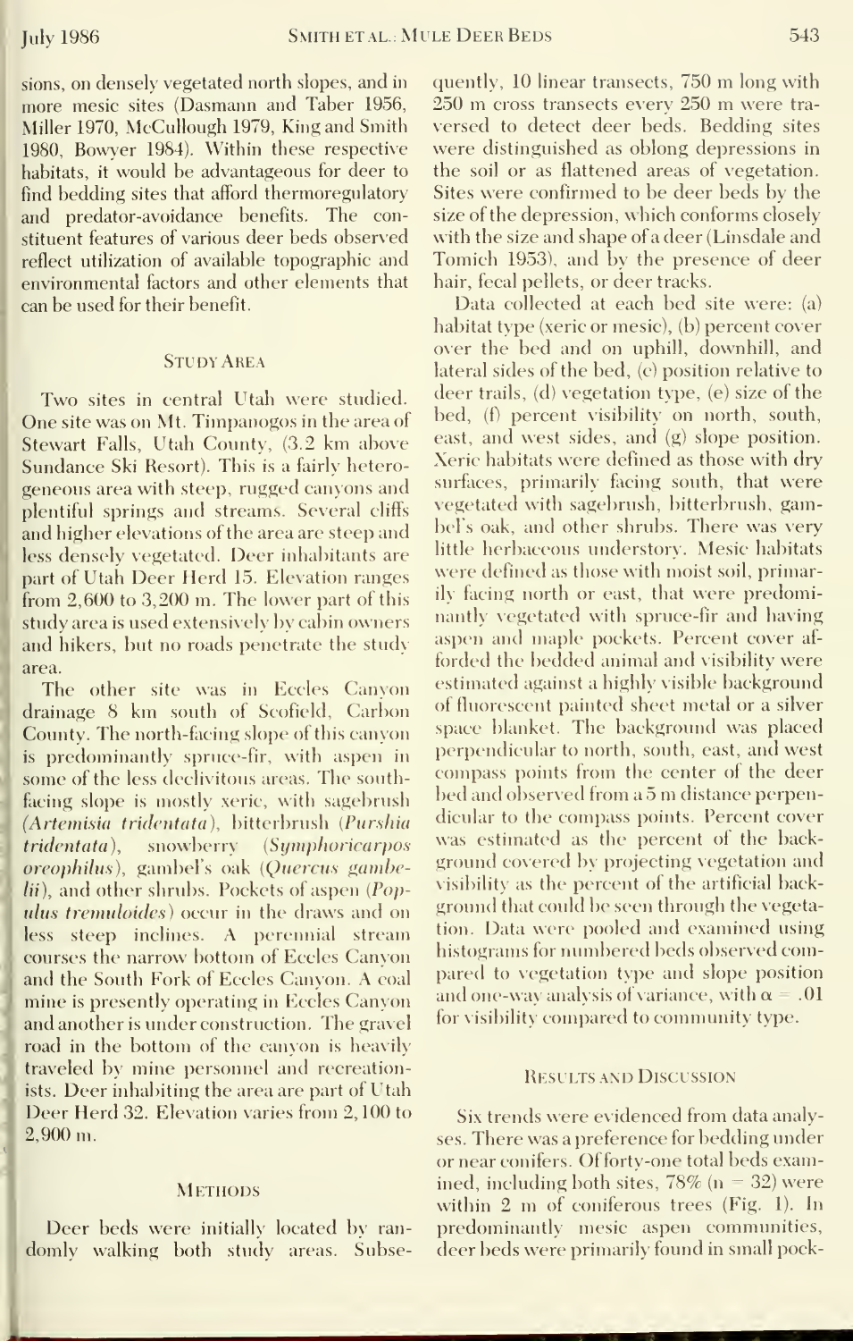sions, on densely vegetated north slopes, and in more mesic sites (Dasmann and Taber 1956, Miller 1970, McCullough 1979, King and Smith 1980, Bowyer 1984). Within these respective habitats, it would be advantageous for deer to find bedding sites that afford thermoregulatory and predator-avoidance benefits. The constituent features of various deer beds observed reflect utilization of available topographic and environmental factors and other elements that can be used for their benefit.

## Study Area

Two sites in central Utah were studied. One site was on Mt. Timpanogos in the area of Stewart Falls, Utah County, (3.2 km above Sundance Ski Resort). This is a fairly heterogeneous area with steep, rugged canyons and plentiful springs and streams. Several cliffs and higher elevations of the area are steep and less densely vegetated. Deer inhabitants are part of Utah Deer Herd 15. Elevation ranges from 2,600 to 3,200 m. The lower part of this study area is used extensively by cabin owners and hikers, but no roads penetrate the study area.

The other site was in Eccles Canyon drainage 8 km south of Scofield, Carbon County. The north-facing slope of this canyon is predominantly spruce-fir, with aspen in some of the less declivitous areas. The south-facing slope is mostly xeric, with sagebrush (*Artemisia tridentata*), bitterbrush (*Purshia tridentata*), snowberry (*Symphoricarpos oreophilus*), gambel's oak (*Quercus gambelii*), and other shrubs. Pockets of aspen (*Populus tremuloides*) occur in the draws and on less steep inclines. A perennial stream courses the narrow bottom of Eccles Canyon and the South Fork of Eccles Canyon. A coal mine is presently operating in Eccles Canyon and another is under construction. The gravel road in the bottom of the canyon is heavily traveled by mine personnel and recreationists. Deer inhabiting the area are part of Utah Deer Herd 32. Elevation varies from 2,100 to 2,900 m.

## Methods

Deer beds were initially located by randomly walking both study areas. Subsequently, 10 linear transects, 750 m long with 250 m cross transects every 250 m were traversed to detect deer beds. Bedding sites were distinguished as oblong depressions in the soil or as flattened areas of vegetation. Sites were confirmed to be deer beds by the size of the depression, which conforms closely with the size and shape of a deer (Linsdale and Tomich 1953), and by the presence of deer hair, fecal pellets, or deer tracks.

Data collected at each bed site were: (a) habitat type (xeric or mesic), (b) percent cover over the bed and on uphill, downhill, and lateral sides of the bed, (c) position relative to deer trails, (d) vegetation type, (e) size of the bed, (f) percent visibility on north, south, east, and west sides, and (g) slope position. Xeric habitats were defined as those with dry surfaces, primarily facing south, that were vegetated with sagebrush, bitterbrush, gambel's oak, and other shrubs. There was very little herbaceous understory. Mesic habitats were defined as those with moist soil, primarily facing north or east, that were predominantly vegetated with spruce-fir and having aspen and maple pockets. Percent cover afforded the bedded animal and visibility were estimated against a highly visible background of fluorescent painted sheet metal or a silver space blanket. The background was placed perpendicular to north, south, east, and west compass points from the center of the deer bed and observed from a 5 m distance perpendicular to the compass points. Percent cover was estimated as the percent of the background covered by projecting vegetation and visibility as the percent of the artificial background that could be seen through the vegetation. Data were pooled and examined using histograms for numbered beds observed compared to vegetation type and slope position and one-way analysis of variance, with $\alpha = .01$ for visibility compared to community type.

## Results and Discussion

Six trends were evidenced from data analyses. There was a preference for bedding under or near conifers. Of forty-one total beds examined, including both sites, 78% ($n = 32$) were within 2 m of coniferous trees (Fig. 1). In predominantly mesic aspen communities, deer beds were primarily found in small pock-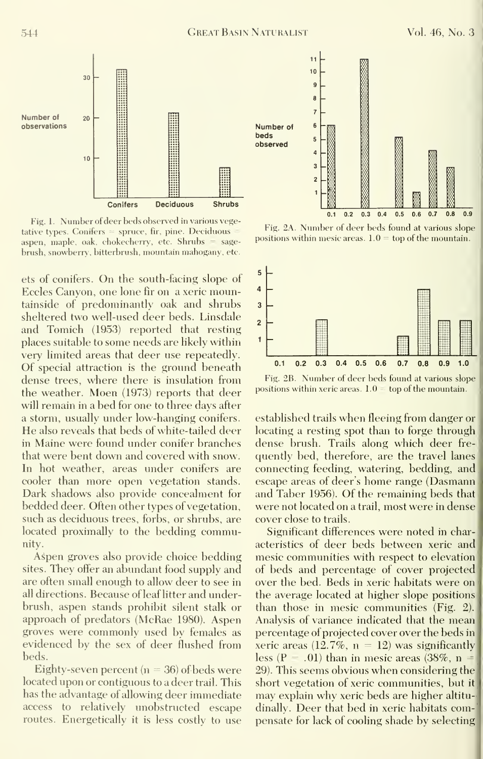Fig. 1. Number of deer beds observed in various vegetative types. Conifers = spruce, fir, pine. Deciduous = aspen, maple, oak, chokecherry, etc. Shrubs = sagebrush, snowberry, bitterbrush, mountain mahogany, etc.

Fig. 2A. Number of deer beds found at various slope positions within mesic areas. 1.0 = top of the mountain.

Fig. 2B. Number of deer beds found at various slope positions within xeric areas. 1.0 = top of the mountain.

ets of conifers. On the south-facing slope of Eccles Canyon, one lone fir on a xeric mountainside of predominantly oak and shrubs sheltered two well-used deer beds. Linsdale and Tomich (1953) reported that resting places suitable to some needs are likely within very limited areas that deer use repeatedly. Of special attraction is the ground beneath dense trees, where there is insulation from the weather. Moen (1973) reports that deer will remain in a bed for one to three days after a storm, usually under low-hanging conifers. He also reveals that beds of white-tailed deer in Maine were found under conifer branches that were bent down and covered with snow. In hot weather, areas under conifers are cooler than more open vegetation stands. Dark shadows also provide concealment for bedded deer. Often other types of vegetation, such as deciduous trees, forbs, or shrubs, are located proximally to the bedding community.

Aspen groves also provide choice bedding sites. They offer an abundant food supply and are often small enough to allow deer to see in all directions. Because of leaf litter and underbrush, aspen stands prohibit silent stalk or approach of predators (McRae 1980). Aspen groves were commonly used by females as evidenced by the sex of deer flushed from beds.

Eighty-seven percent ($n = 36$) of beds were located upon or contiguous to a deer trail. This has the advantage of allowing deer immediate access to relatively unobstructed escape routes. Energetically it is less costly to use established trails when fleeing from danger or locating a resting spot than to forge through dense brush. Trails along which deer frequently bed, therefore, are the travel lanes connecting feeding, watering, bedding, and escape areas of deer's home range (Dasmann and Taber 1956). Of the remaining beds that were not located on a trail, most were in dense cover close to trails.

Significant differences were noted in characteristics of deer beds between xeric and mesic communities with respect to elevation of beds and percentage of cover projected over the bed. Beds in xeric habitats were on the average located at higher slope positions than those in mesic communities (Fig. 2). Analysis of variance indicated that the mean percentage of projected cover over the beds in xeric areas (12.7%, $n = 12$) was significantly less ($P = .01$) than in mesic areas (38%, $n = 29$). This seems obvious when considering the short vegetation of xeric communities, but it may explain why xeric beds are higher altitudinally. Deer that bed in xeric habitats compensate for lack of cooling shade by selecting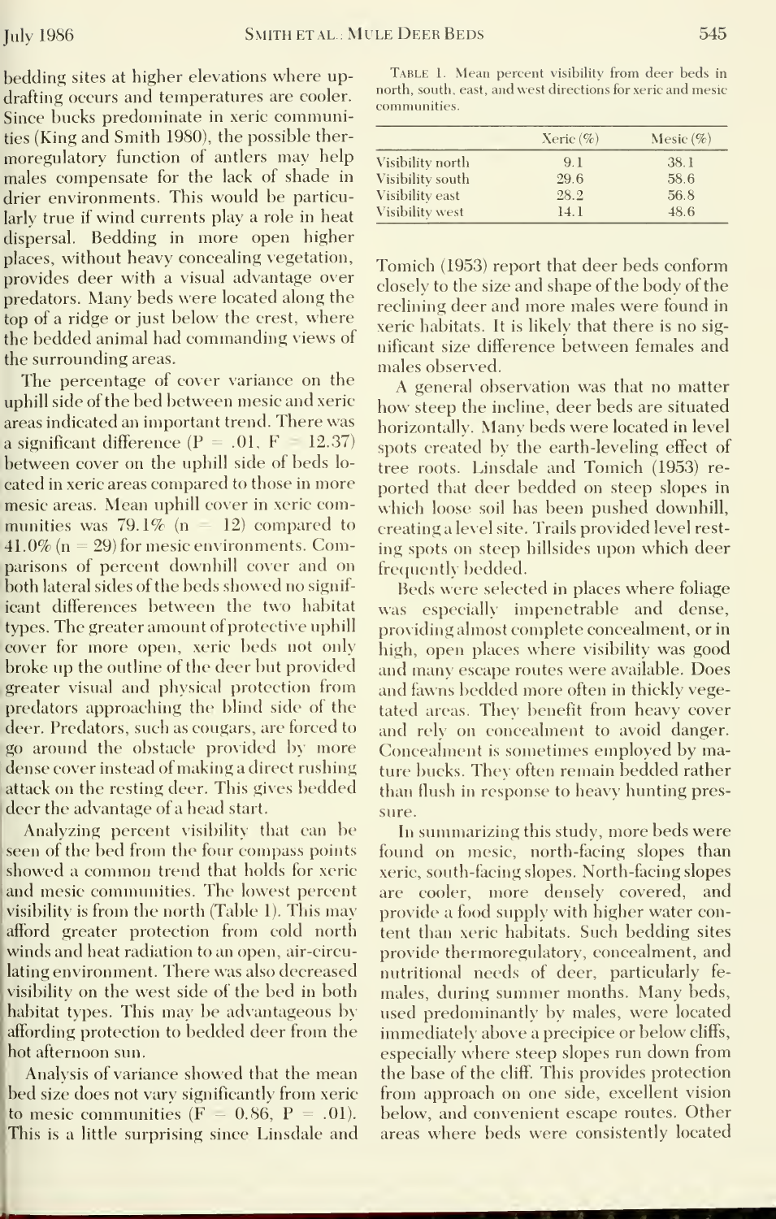bedding sites at higher elevations where updrafting occurs and temperatures are cooler. Since bucks predominate in xeric communities (King and Smith 1980), the possible thermoregulatory function of antlers may help males compensate for the lack of shade in drier environments. This would be particularly true if wind currents play a role in heat dispersal. Bedding in more open higher places, without heavy concealing vegetation, provides deer with a visual advantage over predators. Many beds were located along the top of a ridge or just below the crest, where the bedded animal had commanding views of the surrounding areas.

The percentage of cover variance on the uphill side of the bed between mesic and xeric areas indicated an important trend. There was a significant difference ($P = .01$, $F = 12.37$) between cover on the uphill side of beds located in xeric areas compared to those in more mesic areas. Mean uphill cover in xeric communities was 79.1% ($n = 12$) compared to 41.0% ($n = 29$) for mesic environments. Comparisons of percent downhill cover and on both lateral sides of the beds showed no significant differences between the two habitat types. The greater amount of protective uphill cover for more open, xeric beds not only broke up the outline of the deer but provided greater visual and physical protection from predators approaching the blind side of the deer. Predators, such as cougars, are forced to go around the obstacle provided by more dense cover instead of making a direct rushing attack on the resting deer. This gives bedded deer the advantage of a head start.

Analyzing percent visibility that can be seen of the bed from the four compass points showed a common trend that holds for xeric and mesic communities. The lowest percent visibility is from the north (Table 1). This may afford greater protection from cold north winds and heat radiation to an open, air-circulating environment. There was also decreased visibility on the west side of the bed in both habitat types. This may be advantageous by affording protection to bedded deer from the hot afternoon sun.

Analysis of variance showed that the mean bed size does not vary significantly from xeric to mesic communities ($F = 0.86$, $P = .01$). This is a little surprising since Linsdale and Tomich (1953) report that deer beds conform closely to the size and shape of the body of the reclining deer and more males were found in xeric habitats. It is likely that there is no significant size difference between females and males observed.

Table 1. Mean percent visibility from deer beds in north, south, east, and west directions for xeric and mesic communities.

| | Xeric (%) | Mesic (%) |
|---|---|---|
| Visibility north | 9.1 | 38.1 |
| Visibility south | 29.6 | 58.6 |
| Visibility east | 28.2 | 56.8 |
| Visibility west | 14.1 | 48.6 |

A general observation was that no matter how steep the incline, deer beds are situated horizontally. Many beds were located in level spots created by the earth-leveling effect of tree roots. Linsdale and Tomich (1953) reported that deer bedded on steep slopes in which loose soil has been pushed downhill, creating a level site. Trails provided level resting spots on steep hillsides upon which deer frequently bedded.

Beds were selected in places where foliage was especially impenetrable and dense, providing almost complete concealment, or in high, open places where visibility was good and many escape routes were available. Does and fawns bedded more often in thickly vegetated areas. They benefit from heavy cover and rely on concealment to avoid danger. Concealment is sometimes employed by mature bucks. They often remain bedded rather than flush in response to heavy hunting pressure.

In summarizing this study, more beds were found on mesic, north-facing slopes than xeric, south-facing slopes. North-facing slopes are cooler, more densely covered, and provide a food supply with higher water content than xeric habitats. Such bedding sites provide thermoregulatory, concealment, and nutritional needs of deer, particularly females, during summer months. Many beds, used predominantly by males, were located immediately above a precipice or below cliffs, especially where steep slopes run down from the base of the cliff. This provides protection from approach on one side, excellent vision below, and convenient escape routes. Other areas where beds were consistently located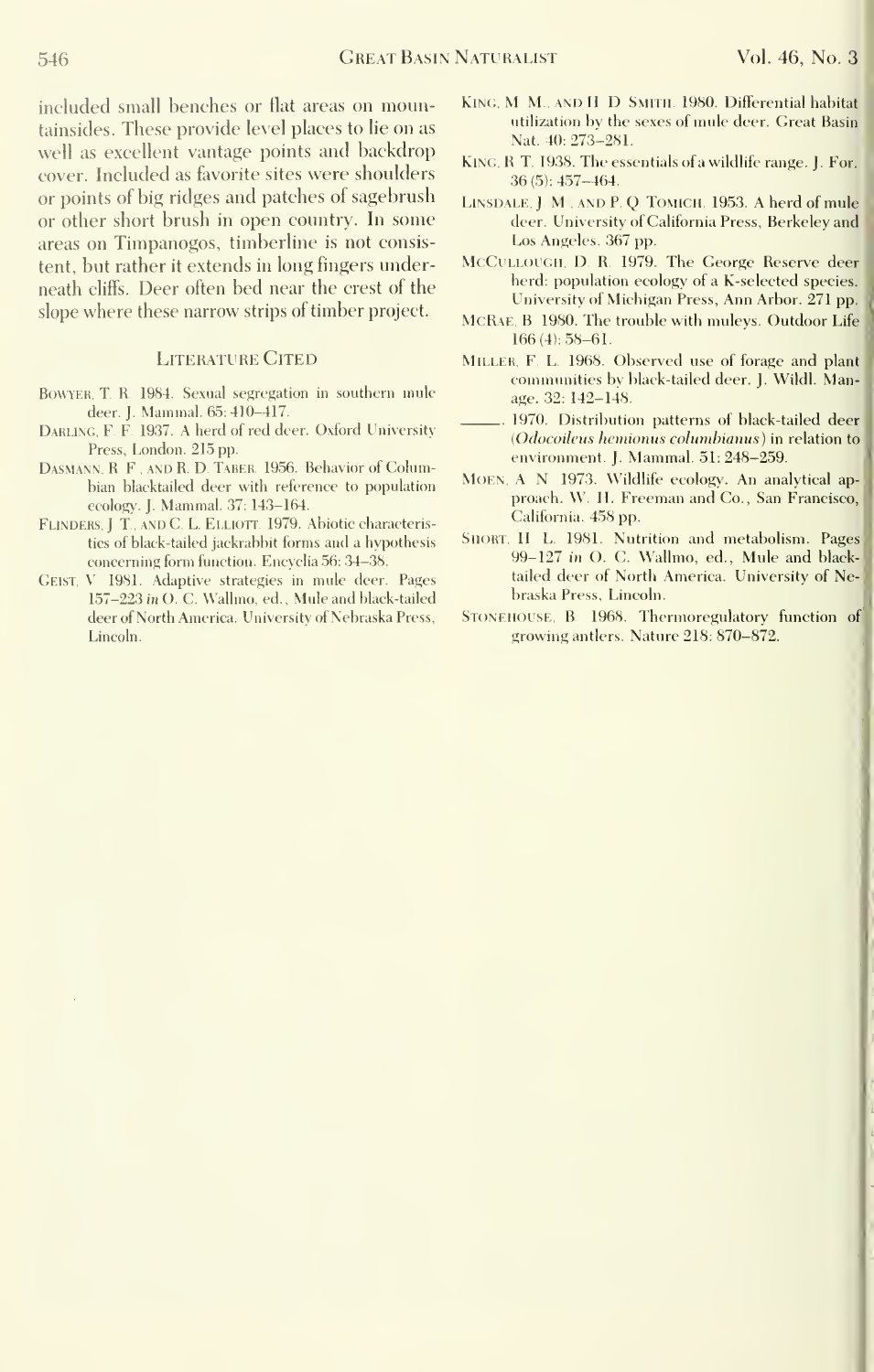included small benches or flat areas on mountainsides. These provide level places to lie on as well as excellent vantage points and backdrop cover. Included as favorite sites were shoulders or points of big ridges and patches of sagebrush or other short brush in open country. In some areas on Timpanogos, timberline is not consistent, but rather it extends in long fingers underneath cliffs. Deer often bed near the crest of the slope where these narrow strips of timber project.

## Literature Cited

Bowyer, T. R. 1984. Sexual segregation in southern mule deer. J. Mammal. 65: 410–417.

Darling, F. F. 1937. A herd of red deer. Oxford University Press, London. 215 pp.

Dasmann, R. F., and R. D. Taber. 1956. Behavior of Columbian blacktailed deer with reference to population ecology. J. Mammal. 37: 143–164.

Flinders, J. T., and C. L. Elliott. 1979. Abiotic characteristics of black-tailed jackrabbit forms and a hypothesis concerning form function. Encyclia 56: 34–38.

Geist, V. 1981. Adaptive strategies in mule deer. Pages 157–223 *in* O. C. Wallmo, ed., Mule and black-tailed deer of North America. University of Nebraska Press, Lincoln.

King, M. M., and H. D. Smith. 1980. Differential habitat utilization by the sexes of mule deer. Great Basin Nat. 40: 273–281.

King, R. T. 1938. The essentials of a wildlife range. J. For. 36 (5): 457–464.

Linsdale, J. M., and P. Q. Tomich. 1953. A herd of mule deer. University of California Press, Berkeley and Los Angeles. 367 pp.

McCullough, D. R. 1979. The George Reserve deer herd: population ecology of a K-selected species. University of Michigan Press, Ann Arbor. 271 pp.

McRae, B. 1980. The trouble with muleys. Outdoor Life 166 (4): 58–61.

Miller, F. L. 1968. Observed use of forage and plant communities by black-tailed deer. J. Wildl. Manage. 32: 142–148.

\_\_\_\_\_. 1970. Distribution patterns of black-tailed deer (*Odocoileus hemionus columbianus*) in relation to environment. J. Mammal. 51: 248–259.

Moen, A. N. 1973. Wildlife ecology. An analytical approach. W. H. Freeman and Co., San Francisco, California. 458 pp.

Short, H. L. 1981. Nutrition and metabolism. Pages 99–127 *in* O. C. Wallmo, ed., Mule and black-tailed deer of North America. University of Nebraska Press, Lincoln.

Stonehouse, B. 1968. Thermoregulatory function of growing antlers. Nature 218: 870–872.